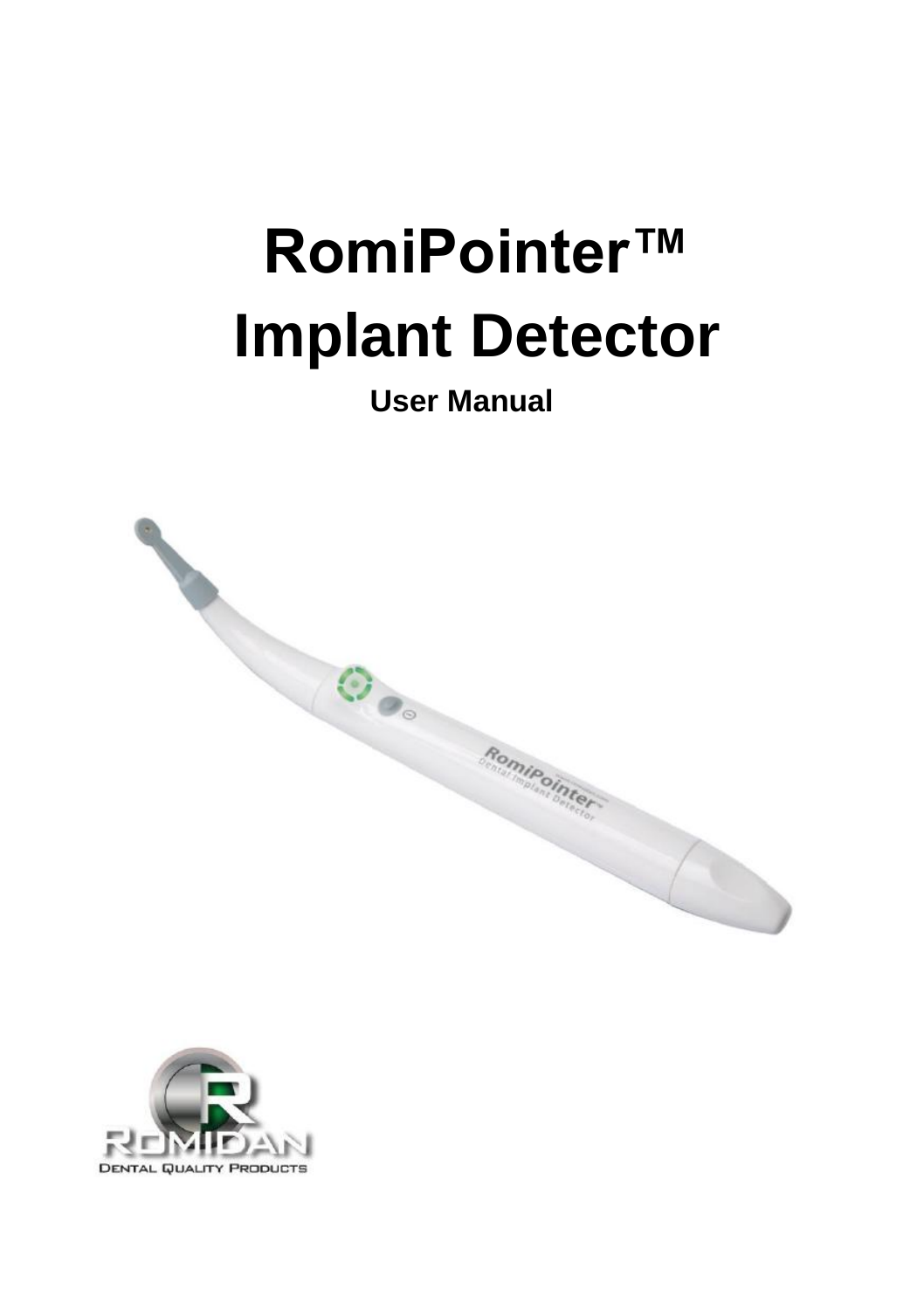# RomiPointer™ Implant Detector

**User Manual**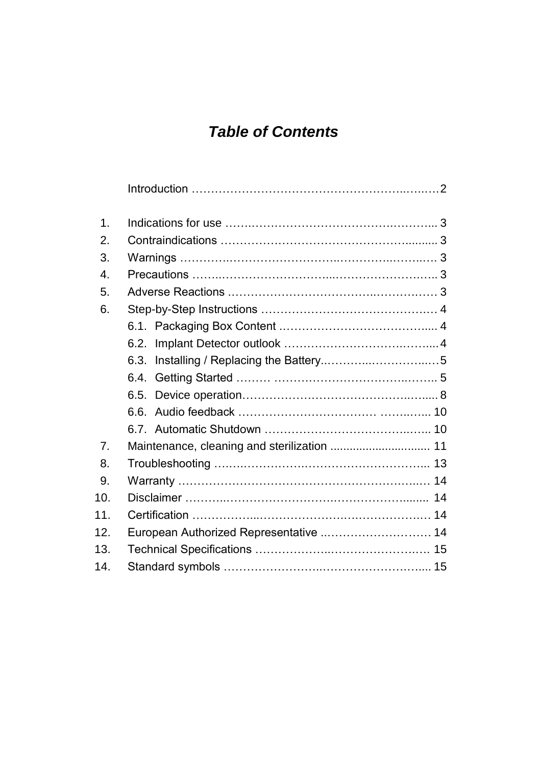# *Table of Contents*

Introduction ........................................................................ 2

1. Indications for use ........................................................... 3
2. Contraindications ............................................................. 3
3. Warnings ............................................................................ 3
4. Precautions ........................................................................ 3
5. Adverse Reactions ............................................................ 3
6. Step-by-Step Instructions .................................................. 4
   - 6.1. Packaging Box Content ............................................ 4
   - 6.2. Implant Detector outlook ......................................... 4
   - 6.3. Installing / Replacing the Battery............................. 5
   - 6.4. Getting Started ......................................................... 5
   - 6.5. Device operation........................................................ 8
   - 6.6. Audio feedback ......................................................... 10
   - 6.7. Automatic Shutdown ................................................ 10
7. Maintenance, cleaning and sterilization .............................. 11
8. Troubleshooting ................................................................... 13
9. Warranty ............................................................................... 14
10. Disclaimer ........................................................................... 14
11. Certification ........................................................................ 14
12. European Authorized Representative ............................... 14
13. Technical Specifications .................................................... 15
14. Standard symbols ............................................................... 15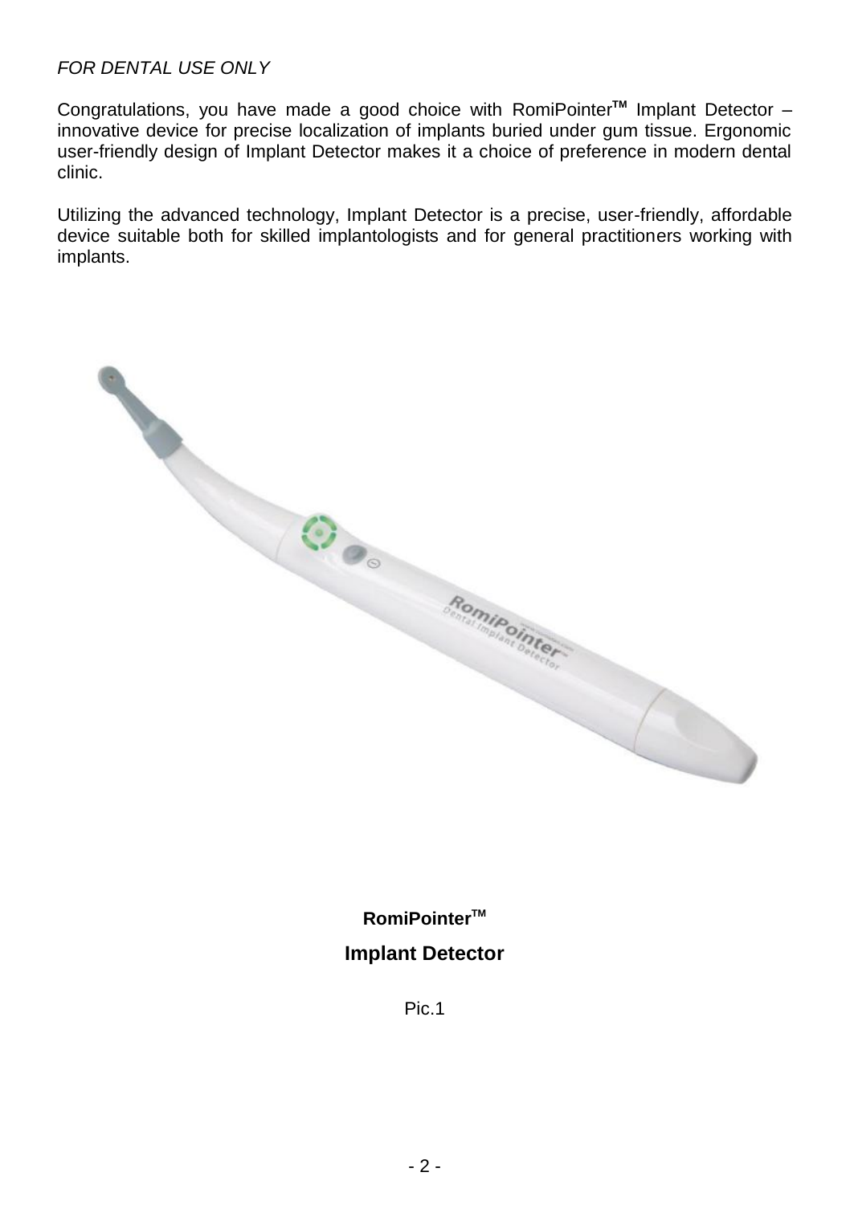*FOR DENTAL USE ONLY*

Congratulations, you have made a good choice with RomiPointer™ Implant Detector – innovative device for precise localization of implants buried under gum tissue. Ergonomic user-friendly design of Implant Detector makes it a choice of preference in modern dental clinic.

Utilizing the advanced technology, Implant Detector is a precise, user-friendly, affordable device suitable both for skilled implantologists and for general practitioners working with implants.

**RomiPointer™**

**Implant Detector**

Pic.1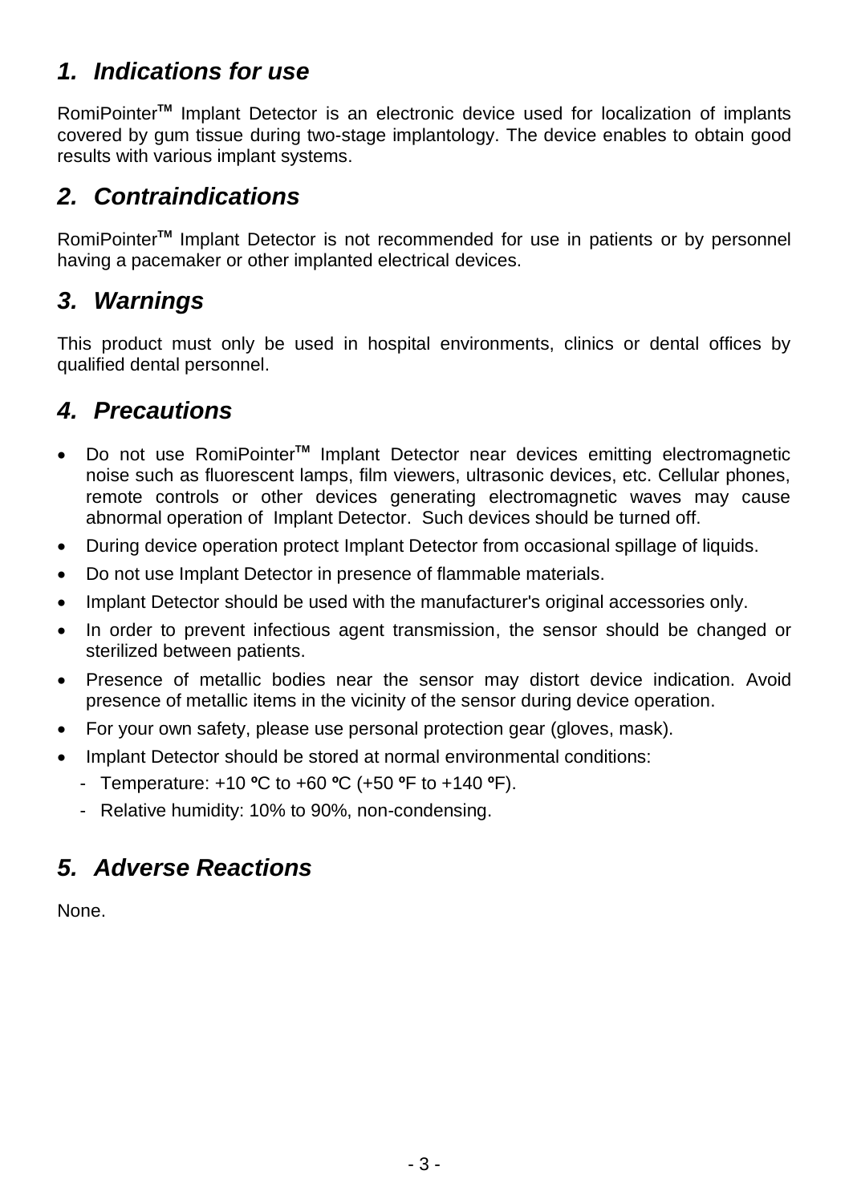## 1. Indications for use

RomiPointer™ Implant Detector is an electronic device used for localization of implants covered by gum tissue during two-stage implantology. The device enables to obtain good results with various implant systems.

## 2. Contraindications

RomiPointer™ Implant Detector is not recommended for use in patients or by personnel having a pacemaker or other implanted electrical devices.

## 3. Warnings

This product must only be used in hospital environments, clinics or dental offices by qualified dental personnel.

## 4. Precautions

- Do not use RomiPointer™ Implant Detector near devices emitting electromagnetic noise such as fluorescent lamps, film viewers, ultrasonic devices, etc. Cellular phones, remote controls or other devices generating electromagnetic waves may cause abnormal operation of Implant Detector. Such devices should be turned off.
- During device operation protect Implant Detector from occasional spillage of liquids.
- Do not use Implant Detector in presence of flammable materials.
- Implant Detector should be used with the manufacturer's original accessories only.
- In order to prevent infectious agent transmission, the sensor should be changed or sterilized between patients.
- Presence of metallic bodies near the sensor may distort device indication. Avoid presence of metallic items in the vicinity of the sensor during device operation.
- For your own safety, please use personal protection gear (gloves, mask).
- Implant Detector should be stored at normal environmental conditions:
  - Temperature: +10 ºC to +60 ºC (+50 ºF to +140 ºF).
  - Relative humidity: 10% to 90%, non-condensing.

## 5. Adverse Reactions

None.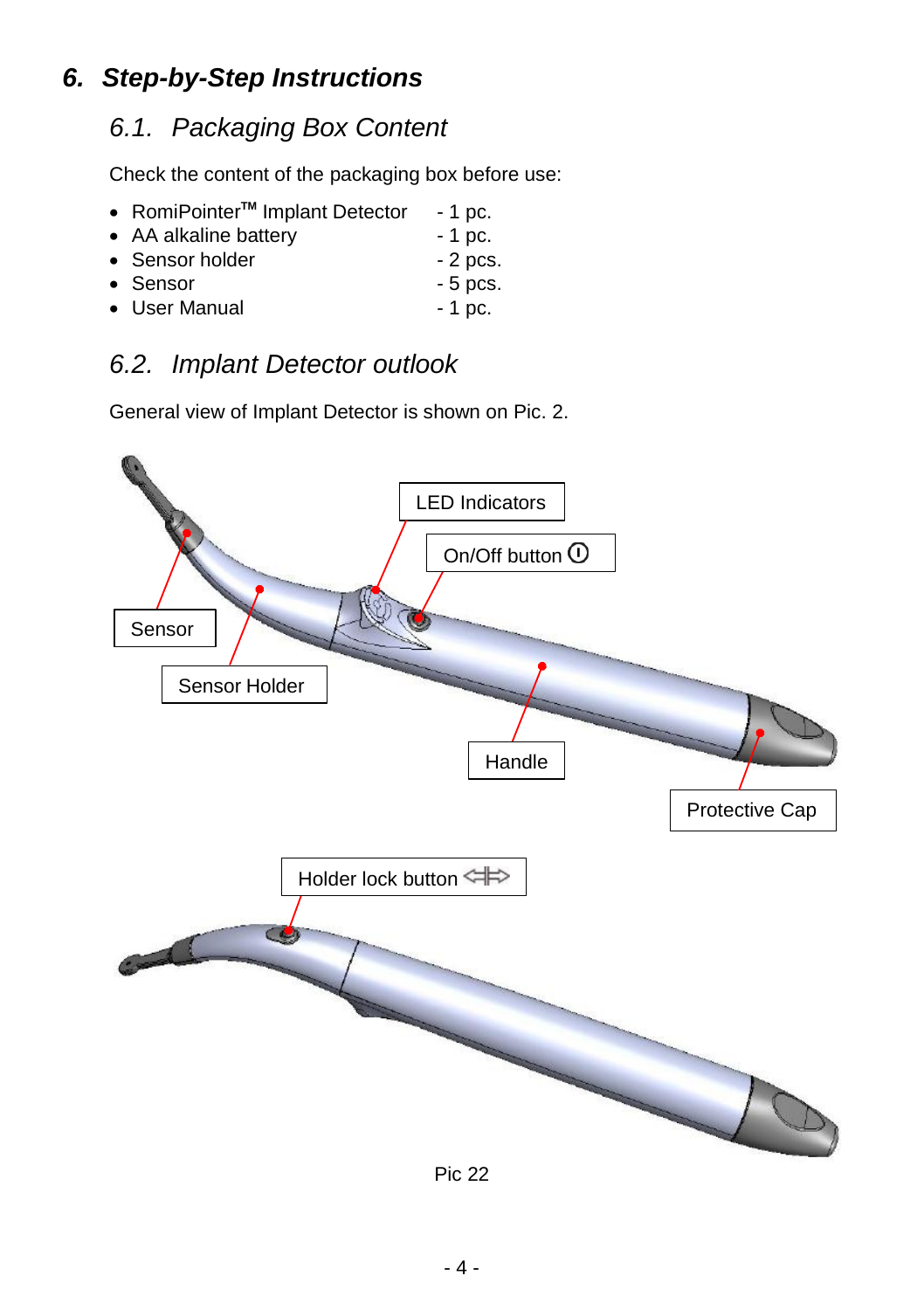# 6. Step-by-Step Instructions

## 6.1. Packaging Box Content

Check the content of the packaging box before use:

- RomiPointer™ Implant Detector - 1 pc.
- AA alkaline battery - 1 pc.
- Sensor holder - 2 pcs.
- Sensor - 5 pcs.
- User Manual - 1 pc.

## 6.2. Implant Detector outlook

General view of Implant Detector is shown on Pic. 2.

LED Indicators

On/Off button

Sensor

Sensor Holder

Handle

Protective Cap

Holder lock button

Pic 22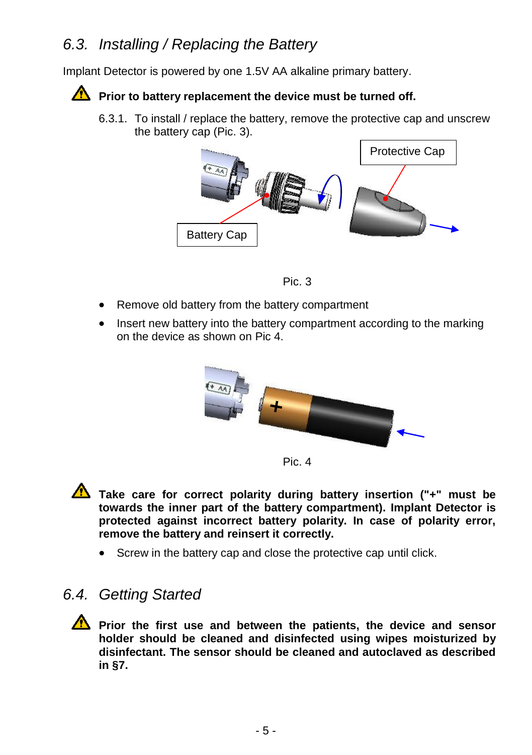## 6.3. Installing / Replacing the Battery

Implant Detector is powered by one 1.5V AA alkaline primary battery.

⚠ **Prior to battery replacement the device must be turned off.**

6.3.1. To install / replace the battery, remove the protective cap and unscrew the battery cap (Pic. 3).

Pic. 3

- Remove old battery from the battery compartment
- Insert new battery into the battery compartment according to the marking on the device as shown on Pic 4.

Pic. 4

⚠ **Take care for correct polarity during battery insertion ("+" must be towards the inner part of the battery compartment). Implant Detector is protected against incorrect battery polarity. In case of polarity error, remove the battery and reinsert it correctly.**

- Screw in the battery cap and close the protective cap until click.

## 6.4. Getting Started

⚠ **Prior the first use and between the patients, the device and sensor holder should be cleaned and disinfected using wipes moisturized by disinfectant. The sensor should be cleaned and autoclaved as described in §7.**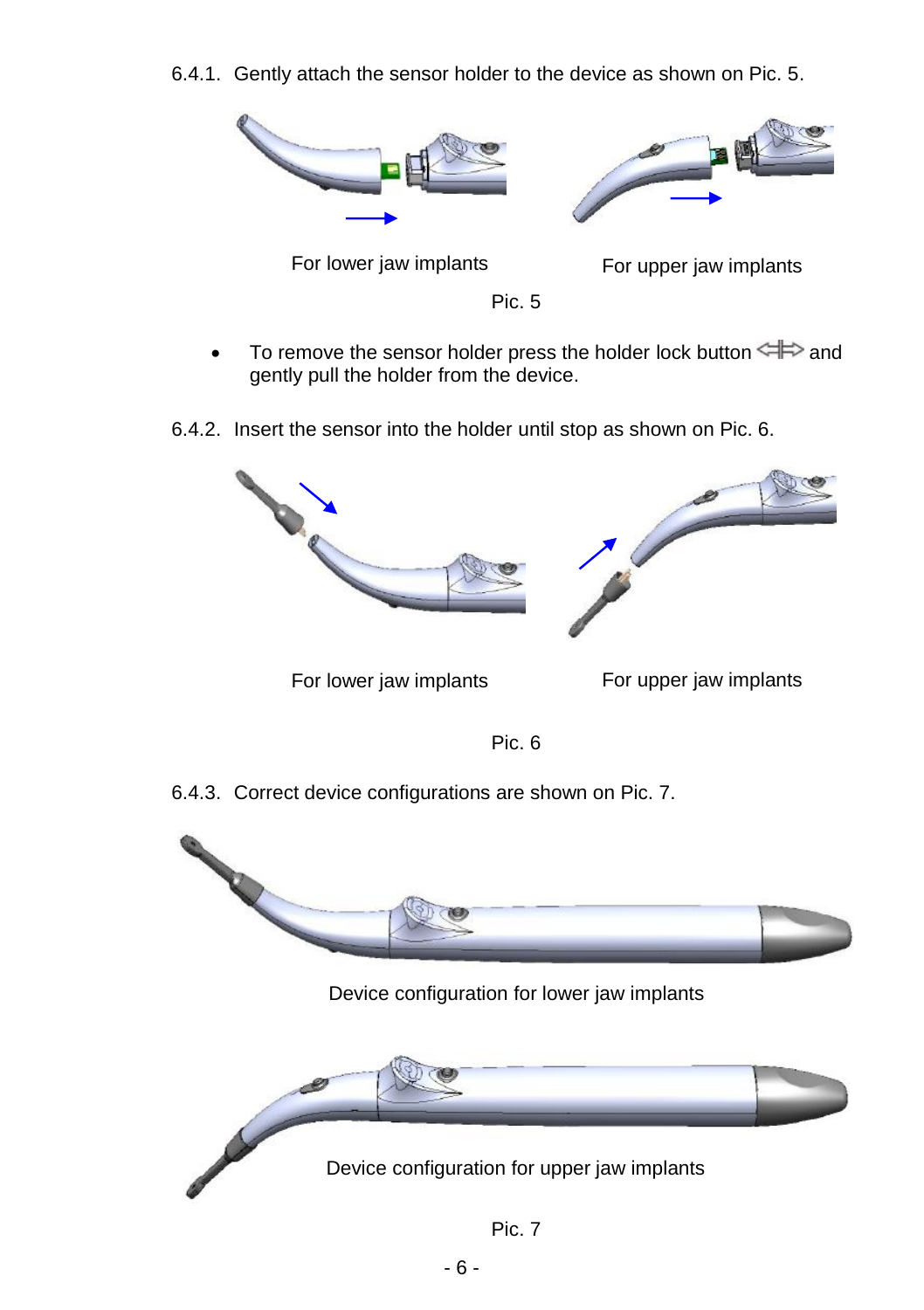6.4.1. Gently attach the sensor holder to the device as shown on Pic. 5.

For lower jaw implants

For upper jaw implants

Pic. 5

- To remove the sensor holder press the holder lock button ⇐|⇒ and gently pull the holder from the device.

6.4.2. Insert the sensor into the holder until stop as shown on Pic. 6.

For lower jaw implants

For upper jaw implants

Pic. 6

6.4.3. Correct device configurations are shown on Pic. 7.

Device configuration for lower jaw implants

Device configuration for upper jaw implants

Pic. 7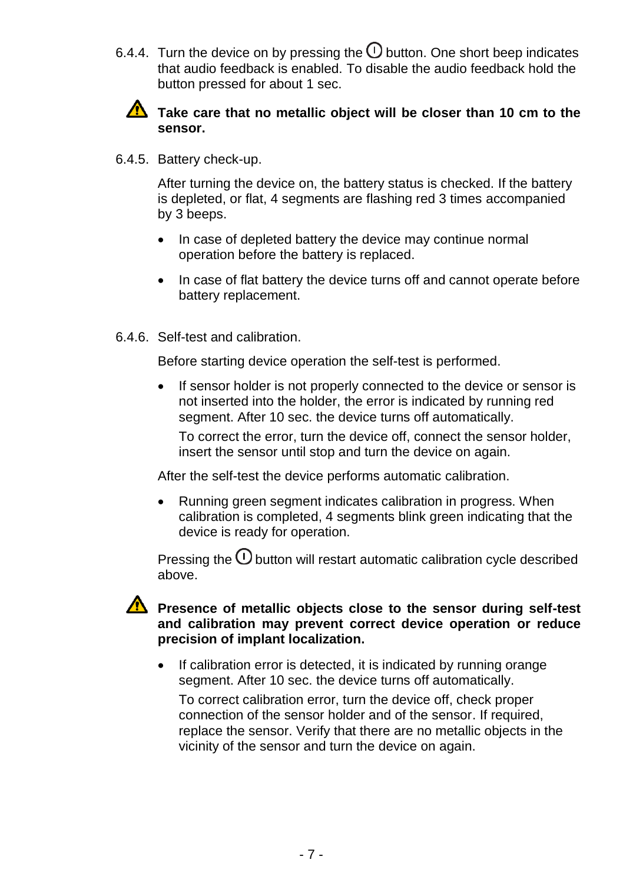6.4.4. Turn the device on by pressing the ⏻ button. One short beep indicates that audio feedback is enabled. To disable the audio feedback hold the button pressed for about 1 sec.

⚠ **Take care that no metallic object will be closer than 10 cm to the sensor.**

6.4.5. Battery check-up.

After turning the device on, the battery status is checked. If the battery is depleted, or flat, 4 segments are flashing red 3 times accompanied by 3 beeps.

- In case of depleted battery the device may continue normal operation before the battery is replaced.
- In case of flat battery the device turns off and cannot operate before battery replacement.

6.4.6. Self-test and calibration.

Before starting device operation the self-test is performed.

- If sensor holder is not properly connected to the device or sensor is not inserted into the holder, the error is indicated by running red segment. After 10 sec. the device turns off automatically.

  To correct the error, turn the device off, connect the sensor holder, insert the sensor until stop and turn the device on again.

After the self-test the device performs automatic calibration.

- Running green segment indicates calibration in progress. When calibration is completed, 4 segments blink green indicating that the device is ready for operation.

Pressing the ⏻ button will restart automatic calibration cycle described above.

⚠ **Presence of metallic objects close to the sensor during self-test and calibration may prevent correct device operation or reduce precision of implant localization.**

- If calibration error is detected, it is indicated by running orange segment. After 10 sec. the device turns off automatically.

  To correct calibration error, turn the device off, check proper connection of the sensor holder and of the sensor. If required, replace the sensor. Verify that there are no metallic objects in the vicinity of the sensor and turn the device on again.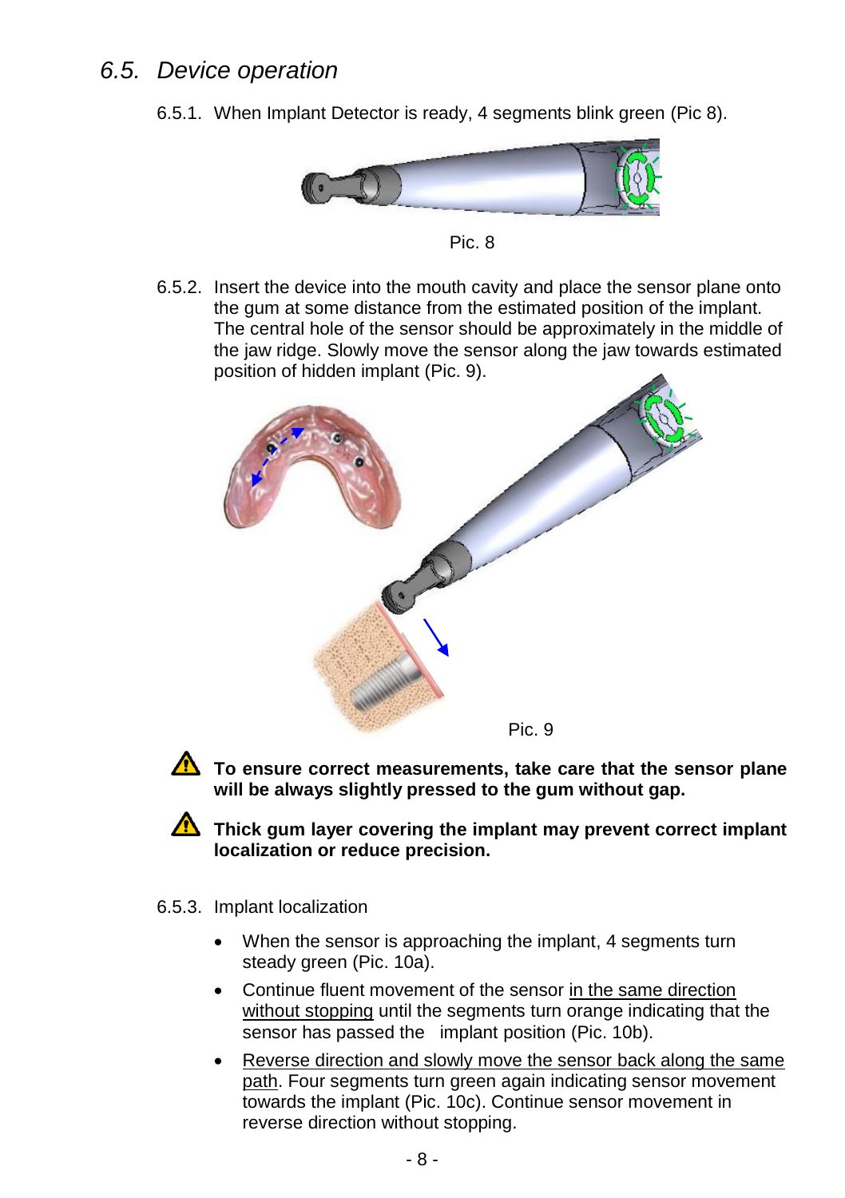## *6.5. Device operation*

6.5.1. When Implant Detector is ready, 4 segments blink green (Pic 8).

Pic. 8

6.5.2. Insert the device into the mouth cavity and place the sensor plane onto the gum at some distance from the estimated position of the implant. The central hole of the sensor should be approximately in the middle of the jaw ridge. Slowly move the sensor along the jaw towards estimated position of hidden implant (Pic. 9).

Pic. 9

⚠ **To ensure correct measurements, take care that the sensor plane will be always slightly pressed to the gum without gap.**

⚠ **Thick gum layer covering the implant may prevent correct implant localization or reduce precision.**

6.5.3. Implant localization

- When the sensor is approaching the implant, 4 segments turn steady green (Pic. 10a).
- Continue fluent movement of the sensor in the same direction without stopping until the segments turn orange indicating that the sensor has passed the implant position (Pic. 10b).
- Reverse direction and slowly move the sensor back along the same path. Four segments turn green again indicating sensor movement towards the implant (Pic. 10c). Continue sensor movement in reverse direction without stopping.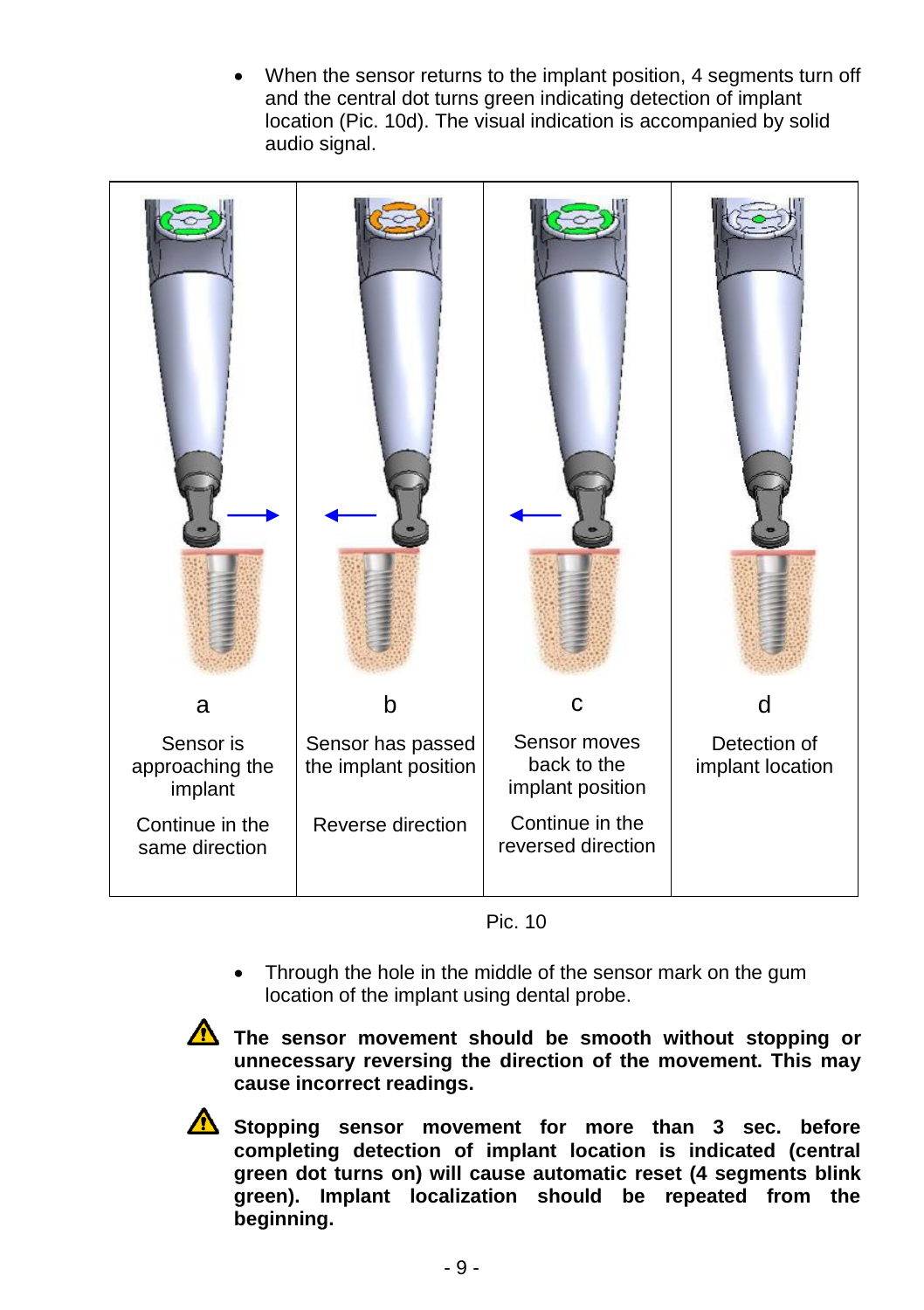- When the sensor returns to the implant position, 4 segments turn off and the central dot turns green indicating detection of implant location (Pic. 10d). The visual indication is accompanied by solid audio signal.

| a | b | c | d |
|---|---|---|---|
| Sensor is approaching the implant | Sensor has passed the implant position | Sensor moves back to the implant position | Detection of implant location |
| Continue in the same direction | Reverse direction | Continue in the reversed direction | |

Pic. 10

- Through the hole in the middle of the sensor mark on the gum location of the implant using dental probe.

⚠ **The sensor movement should be smooth without stopping or unnecessary reversing the direction of the movement. This may cause incorrect readings.**

⚠ **Stopping sensor movement for more than 3 sec. before completing detection of implant location is indicated (central green dot turns on) will cause automatic reset (4 segments blink green). Implant localization should be repeated from the beginning.**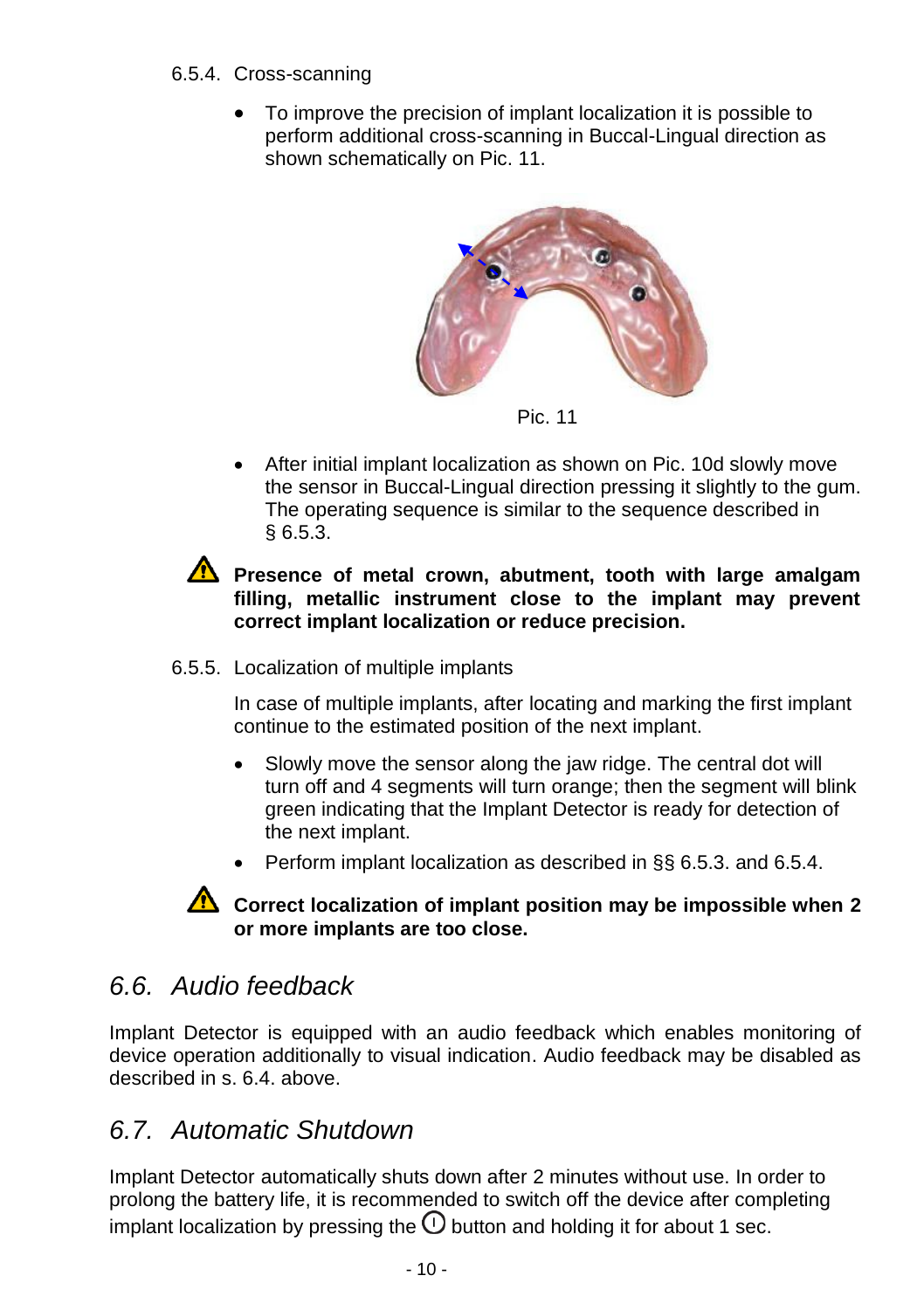### 6.5.4. Cross-scanning

- To improve the precision of implant localization it is possible to perform additional cross-scanning in Buccal-Lingual direction as shown schematically on Pic. 11.

Pic. 11

- After initial implant localization as shown on Pic. 10d slowly move the sensor in Buccal-Lingual direction pressing it slightly to the gum. The operating sequence is similar to the sequence described in § 6.5.3.

⚠ **Presence of metal crown, abutment, tooth with large amalgam filling, metallic instrument close to the implant may prevent correct implant localization or reduce precision.**

### 6.5.5. Localization of multiple implants

In case of multiple implants, after locating and marking the first implant continue to the estimated position of the next implant.

- Slowly move the sensor along the jaw ridge. The central dot will turn off and 4 segments will turn orange; then the segment will blink green indicating that the Implant Detector is ready for detection of the next implant.
- Perform implant localization as described in §§ 6.5.3. and 6.5.4.

⚠ **Correct localization of implant position may be impossible when 2 or more implants are too close.**

## *6.6. Audio feedback*

Implant Detector is equipped with an audio feedback which enables monitoring of device operation additionally to visual indication. Audio feedback may be disabled as described in s. 6.4. above.

## *6.7. Automatic Shutdown*

Implant Detector automatically shuts down after 2 minutes without use. In order to prolong the battery life, it is recommended to switch off the device after completing implant localization by pressing the ⏻ button and holding it for about 1 sec.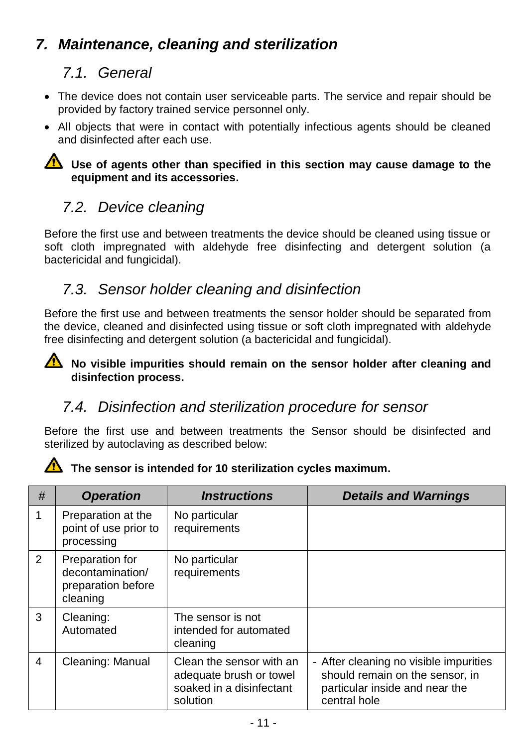## 7. Maintenance, cleaning and sterilization

### 7.1. General

- The device does not contain user serviceable parts. The service and repair should be provided by factory trained service personnel only.
- All objects that were in contact with potentially infectious agents should be cleaned and disinfected after each use.

⚠ **Use of agents other than specified in this section may cause damage to the equipment and its accessories.**

### 7.2. Device cleaning

Before the first use and between treatments the device should be cleaned using tissue or soft cloth impregnated with aldehyde free disinfecting and detergent solution (a bactericidal and fungicidal).

### 7.3. Sensor holder cleaning and disinfection

Before the first use and between treatments the sensor holder should be separated from the device, cleaned and disinfected using tissue or soft cloth impregnated with aldehyde free disinfecting and detergent solution (a bactericidal and fungicidal).

⚠ **No visible impurities should remain on the sensor holder after cleaning and disinfection process.**

### 7.4. Disinfection and sterilization procedure for sensor

Before the first use and between treatments the Sensor should be disinfected and sterilized by autoclaving as described below:

⚠ **The sensor is intended for 10 sterilization cycles maximum.**

| # | *Operation* | *Instructions* | *Details and Warnings* |
|---|---|---|---|
| 1 | Preparation at the point of use prior to processing | No particular requirements | |
| 2 | Preparation for decontamination/ preparation before cleaning | No particular requirements | |
| 3 | Cleaning: Automated | The sensor is not intended for automated cleaning | |
| 4 | Cleaning: Manual | Clean the sensor with an adequate brush or towel soaked in a disinfectant solution | - After cleaning no visible impurities should remain on the sensor, in particular inside and near the central hole |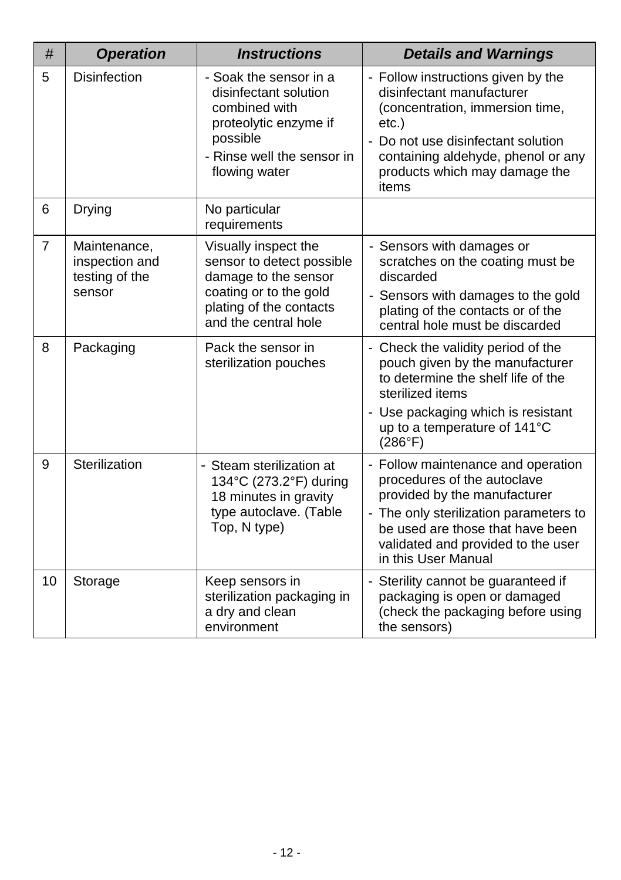| # | *Operation* | *Instructions* | *Details and Warnings* |
|---|---|---|---|
| 5 | Disinfection | - Soak the sensor in a disinfectant solution combined with proteolytic enzyme if possible<br>- Rinse well the sensor in flowing water | - Follow instructions given by the disinfectant manufacturer (concentration, immersion time, etc.)<br>- Do not use disinfectant solution containing aldehyde, phenol or any products which may damage the items |
| 6 | Drying | No particular requirements | |
| 7 | Maintenance, inspection and testing of the sensor | Visually inspect the sensor to detect possible damage to the sensor coating or to the gold plating of the contacts and the central hole | - Sensors with damages or scratches on the coating must be discarded<br>- Sensors with damages to the gold plating of the contacts or of the central hole must be discarded |
| 8 | Packaging | Pack the sensor in sterilization pouches | - Check the validity period of the pouch given by the manufacturer to determine the shelf life of the sterilized items<br>- Use packaging which is resistant up to a temperature of 141°C (286°F) |
| 9 | Sterilization | - Steam sterilization at 134°C (273.2°F) during 18 minutes in gravity type autoclave. (Table Top, N type) | - Follow maintenance and operation procedures of the autoclave provided by the manufacturer<br>- The only sterilization parameters to be used are those that have been validated and provided to the user in this User Manual |
| 10 | Storage | Keep sensors in sterilization packaging in a dry and clean environment | - Sterility cannot be guaranteed if packaging is open or damaged (check the packaging before using the sensors) |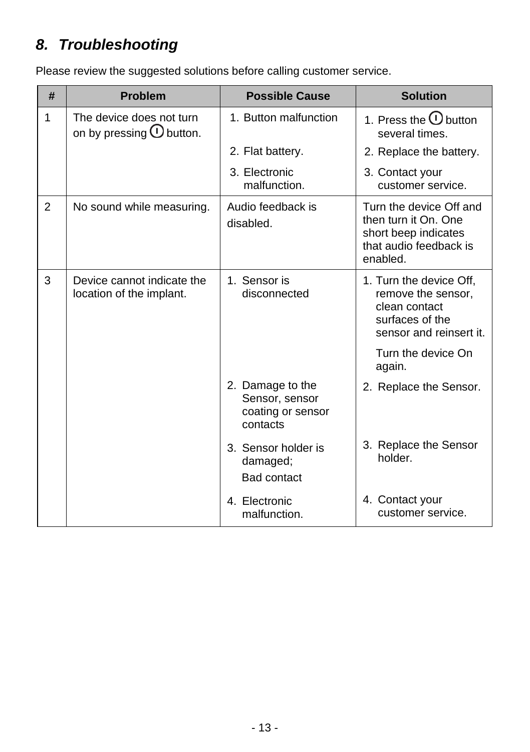## 8. Troubleshooting

Please review the suggested solutions before calling customer service.

| # | Problem | Possible Cause | Solution |
|---|---|---|---|
| 1 | The device does not turn on by pressing ⏻ button. | 1. Button malfunction<br>2. Flat battery.<br>3. Electronic malfunction. | 1. Press the ⏻ button several times.<br>2. Replace the battery.<br>3. Contact your customer service. |
| 2 | No sound while measuring. | Audio feedback is disabled. | Turn the device Off and then turn it On. One short beep indicates that audio feedback is enabled. |
| 3 | Device cannot indicate the location of the implant. | 1. Sensor is disconnected<br>2. Damage to the Sensor, sensor coating or sensor contacts<br>3. Sensor holder is damaged; Bad contact<br>4. Electronic malfunction. | 1. Turn the device Off, remove the sensor, clean contact surfaces of the sensor and reinsert it. Turn the device On again.<br>2. Replace the Sensor.<br>3. Replace the Sensor holder.<br>4. Contact your customer service. |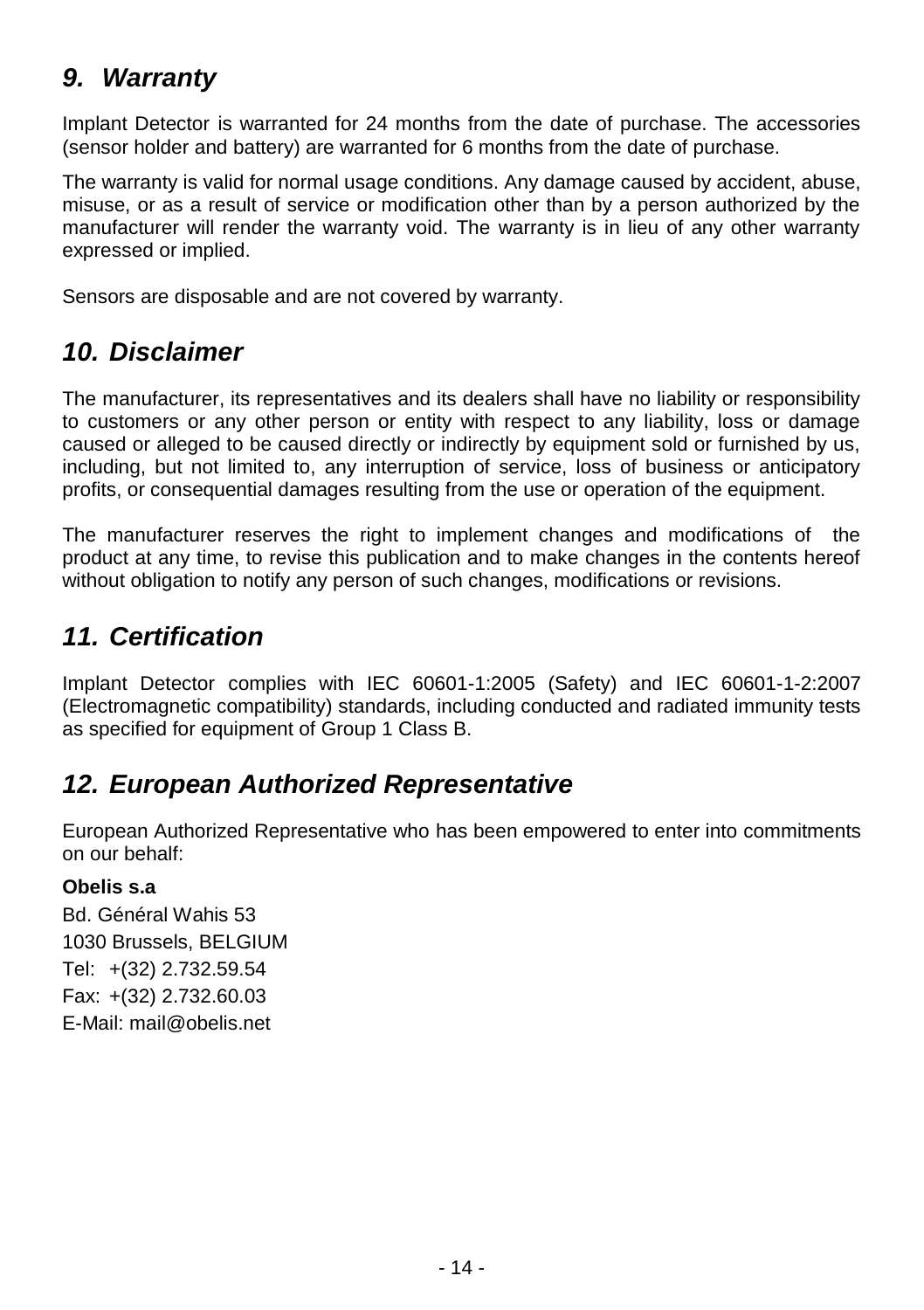## *9. Warranty*

Implant Detector is warranted for 24 months from the date of purchase. The accessories (sensor holder and battery) are warranted for 6 months from the date of purchase.

The warranty is valid for normal usage conditions. Any damage caused by accident, abuse, misuse, or as a result of service or modification other than by a person authorized by the manufacturer will render the warranty void. The warranty is in lieu of any other warranty expressed or implied.

Sensors are disposable and are not covered by warranty.

## *10. Disclaimer*

The manufacturer, its representatives and its dealers shall have no liability or responsibility to customers or any other person or entity with respect to any liability, loss or damage caused or alleged to be caused directly or indirectly by equipment sold or furnished by us, including, but not limited to, any interruption of service, loss of business or anticipatory profits, or consequential damages resulting from the use or operation of the equipment.

The manufacturer reserves the right to implement changes and modifications of the product at any time, to revise this publication and to make changes in the contents hereof without obligation to notify any person of such changes, modifications or revisions.

## *11. Certification*

Implant Detector complies with IEC 60601-1:2005 (Safety) and IEC 60601-1-2:2007 (Electromagnetic compatibility) standards, including conducted and radiated immunity tests as specified for equipment of Group 1 Class B.

## *12. European Authorized Representative*

European Authorized Representative who has been empowered to enter into commitments on our behalf:

**Obelis s.a**
Bd. Général Wahis 53
1030 Brussels, BELGIUM
Tel: +(32) 2.732.59.54
Fax: +(32) 2.732.60.03
E-Mail: mail@obelis.net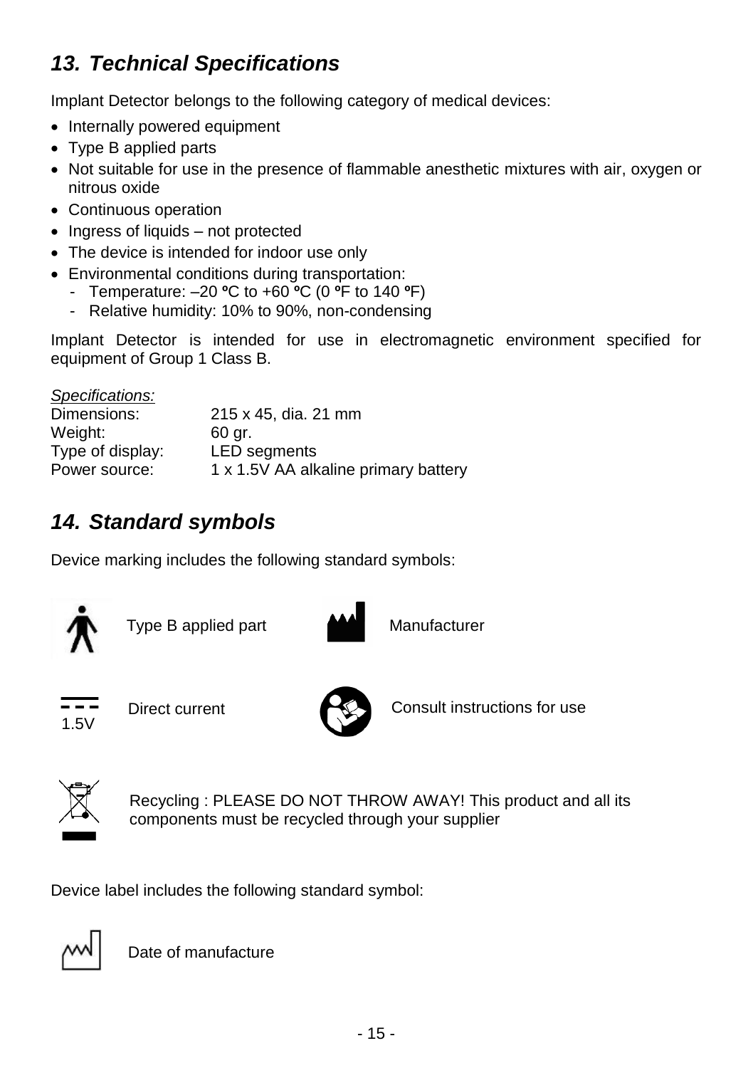## 13. Technical Specifications

Implant Detector belongs to the following category of medical devices:

- Internally powered equipment
- Type B applied parts
- Not suitable for use in the presence of flammable anesthetic mixtures with air, oxygen or nitrous oxide
- Continuous operation
- Ingress of liquids – not protected
- The device is intended for indoor use only
- Environmental conditions during transportation:
  - Temperature: –20 ºC to +60 ºC (0 ºF to 140 ºF)
  - Relative humidity: 10% to 90%, non-condensing

Implant Detector is intended for use in electromagnetic environment specified for equipment of Group 1 Class B.

*Specifications:*

| | |
|---|---|
| Dimensions: | 215 x 45, dia. 21 mm |
| Weight: | 60 gr. |
| Type of display: | LED segments |
| Power source: | 1 x 1.5V AA alkaline primary battery |

## 14. Standard symbols

Device marking includes the following standard symbols:

Type B applied part

Manufacturer

1.5V

Direct current

Consult instructions for use

Recycling : PLEASE DO NOT THROW AWAY! This product and all its components must be recycled through your supplier

Device label includes the following standard symbol:

Date of manufacture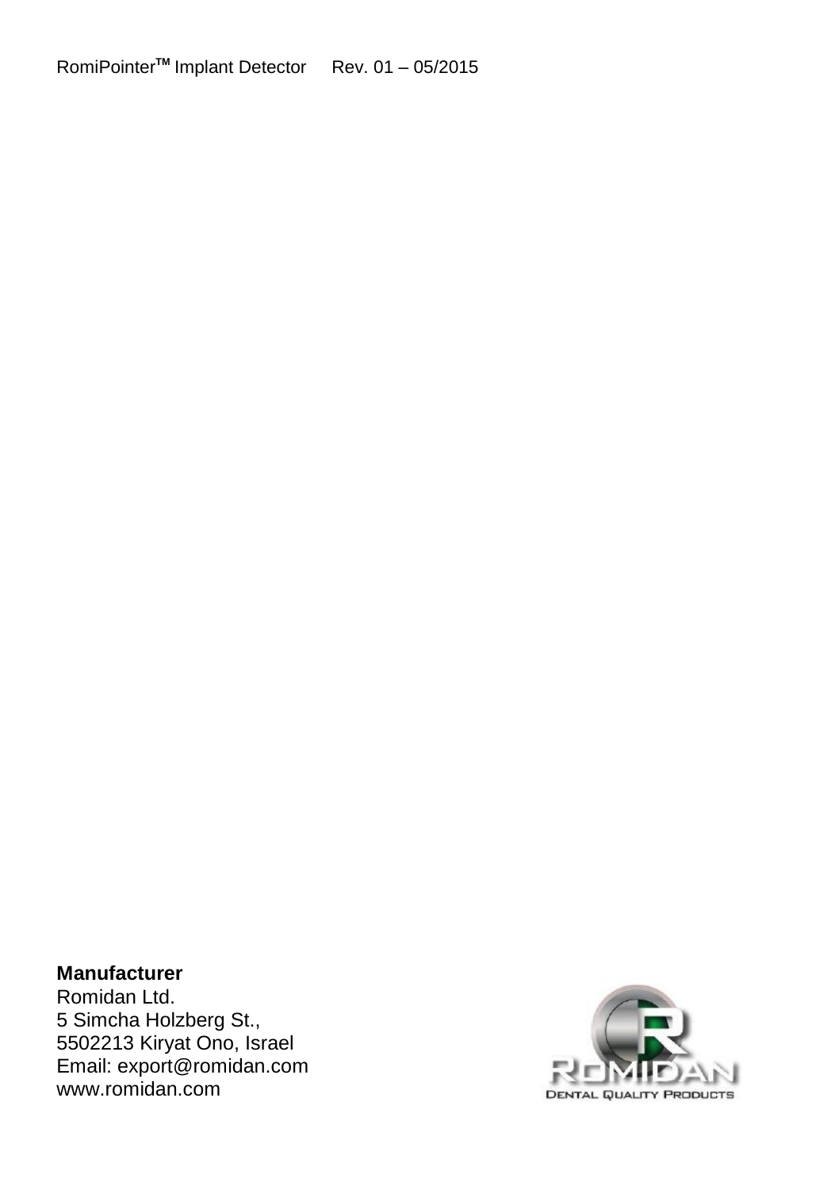RomiPointer™ Implant Detector Rev. 01 – 05/2015

**Manufacturer**
Romidan Ltd.
5 Simcha Holzberg St.,
5502213 Kiryat Ono, Israel
Email: export@romidan.com
www.romidan.com